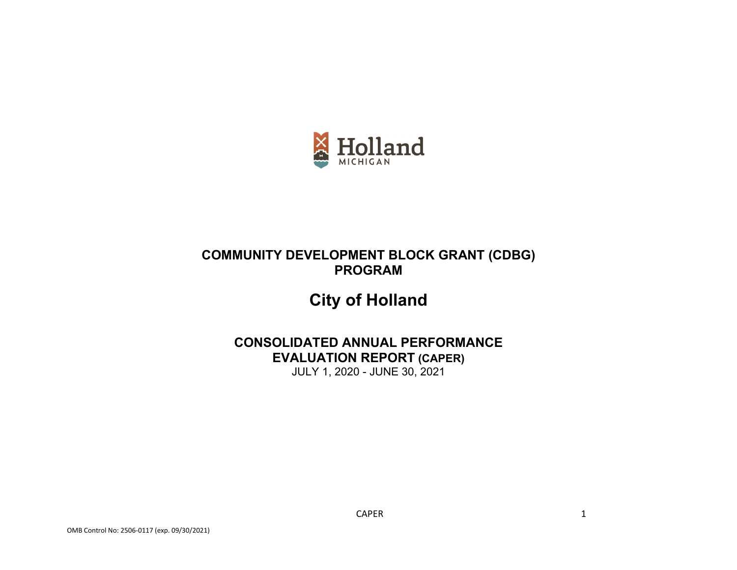Holland
MICHIGAN

# COMMUNITY DEVELOPMENT BLOCK GRANT (CDBG) PROGRAM

# City of Holland

## CONSOLIDATED ANNUAL PERFORMANCE EVALUATION REPORT (CAPER)

JULY 1, 2020 - JUNE 30, 2021

OMB Control No: 2506-0117 (exp. 09/30/2021)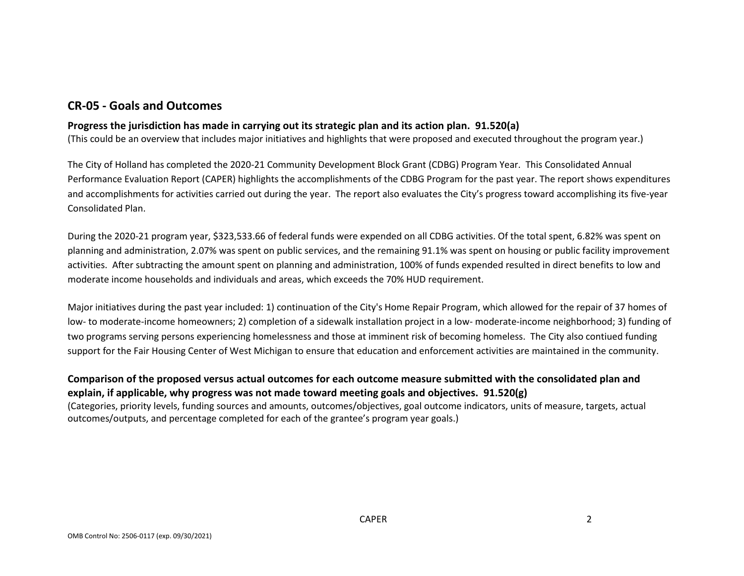## CR-05 - Goals and Outcomes

**Progress the jurisdiction has made in carrying out its strategic plan and its action plan. 91.520(a)**
(This could be an overview that includes major initiatives and highlights that were proposed and executed throughout the program year.)

The City of Holland has completed the 2020-21 Community Development Block Grant (CDBG) Program Year. This Consolidated Annual Performance Evaluation Report (CAPER) highlights the accomplishments of the CDBG Program for the past year. The report shows expenditures and accomplishments for activities carried out during the year. The report also evaluates the City's progress toward accomplishing its five-year Consolidated Plan.

During the 2020-21 program year, $323,533.66 of federal funds were expended on all CDBG activities. Of the total spent, 6.82% was spent on planning and administration, 2.07% was spent on public services, and the remaining 91.1% was spent on housing or public facility improvement activities. After subtracting the amount spent on planning and administration, 100% of funds expended resulted in direct benefits to low and moderate income households and individuals and areas, which exceeds the 70% HUD requirement.

Major initiatives during the past year included: 1) continuation of the City's Home Repair Program, which allowed for the repair of 37 homes of low- to moderate-income homeowners; 2) completion of a sidewalk installation project in a low- moderate-income neighborhood; 3) funding of two programs serving persons experiencing homelessness and those at imminent risk of becoming homeless. The City also contiued funding support for the Fair Housing Center of West Michigan to ensure that education and enforcement activities are maintained in the community.

**Comparison of the proposed versus actual outcomes for each outcome measure submitted with the consolidated plan and explain, if applicable, why progress was not made toward meeting goals and objectives. 91.520(g)**
(Categories, priority levels, funding sources and amounts, outcomes/objectives, goal outcome indicators, units of measure, targets, actual outcomes/outputs, and percentage completed for each of the grantee's program year goals.)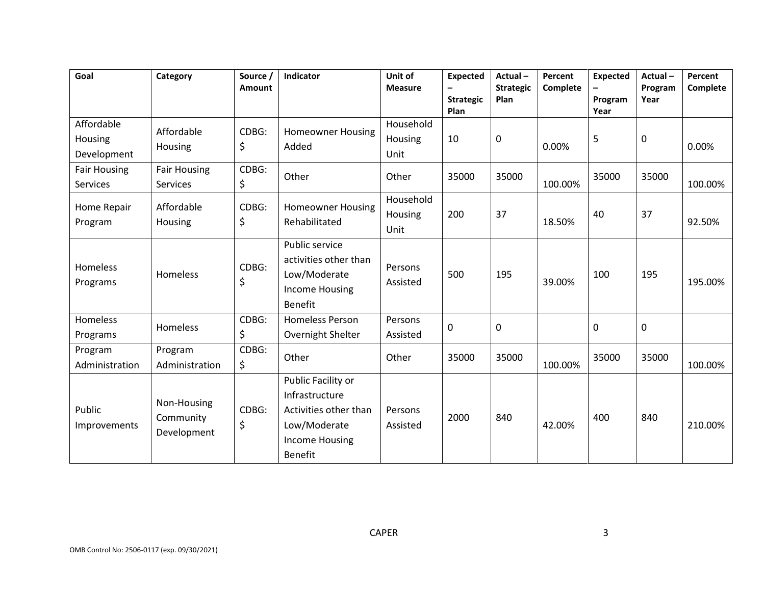| Goal | Category | Source / Amount | Indicator | Unit of Measure | Expected – Strategic Plan | Actual – Strategic Plan | Percent Complete | Expected – Program Year | Actual – Program Year | Percent Complete |
|---|---|---|---|---|---|---|---|---|---|---|
| Affordable Housing Development | Affordable Housing | CDBG: $ | Homeowner Housing Added | Household Housing Unit | 10 | 0 | 0.00% | 5 | 0 | 0.00% |
| Fair Housing Services | Fair Housing Services | CDBG: $ | Other | Other | 35000 | 35000 | 100.00% | 35000 | 35000 | 100.00% |
| Home Repair Program | Affordable Housing | CDBG: $ | Homeowner Housing Rehabilitated | Household Housing Unit | 200 | 37 | 18.50% | 40 | 37 | 92.50% |
| Homeless Programs | Homeless | CDBG: $ | Public service activities other than Low/Moderate Income Housing Benefit | Persons Assisted | 500 | 195 | 39.00% | 100 | 195 | 195.00% |
| Homeless Programs | Homeless | CDBG: $ | Homeless Person Overnight Shelter | Persons Assisted | 0 | 0 | | 0 | 0 | |
| Program Administration | Program Administration | CDBG: $ | Other | Other | 35000 | 35000 | 100.00% | 35000 | 35000 | 100.00% |
| Public Improvements | Non-Housing Community Development | CDBG: $ | Public Facility or Infrastructure Activities other than Low/Moderate Income Housing Benefit | Persons Assisted | 2000 | 840 | 42.00% | 400 | 840 | 210.00% |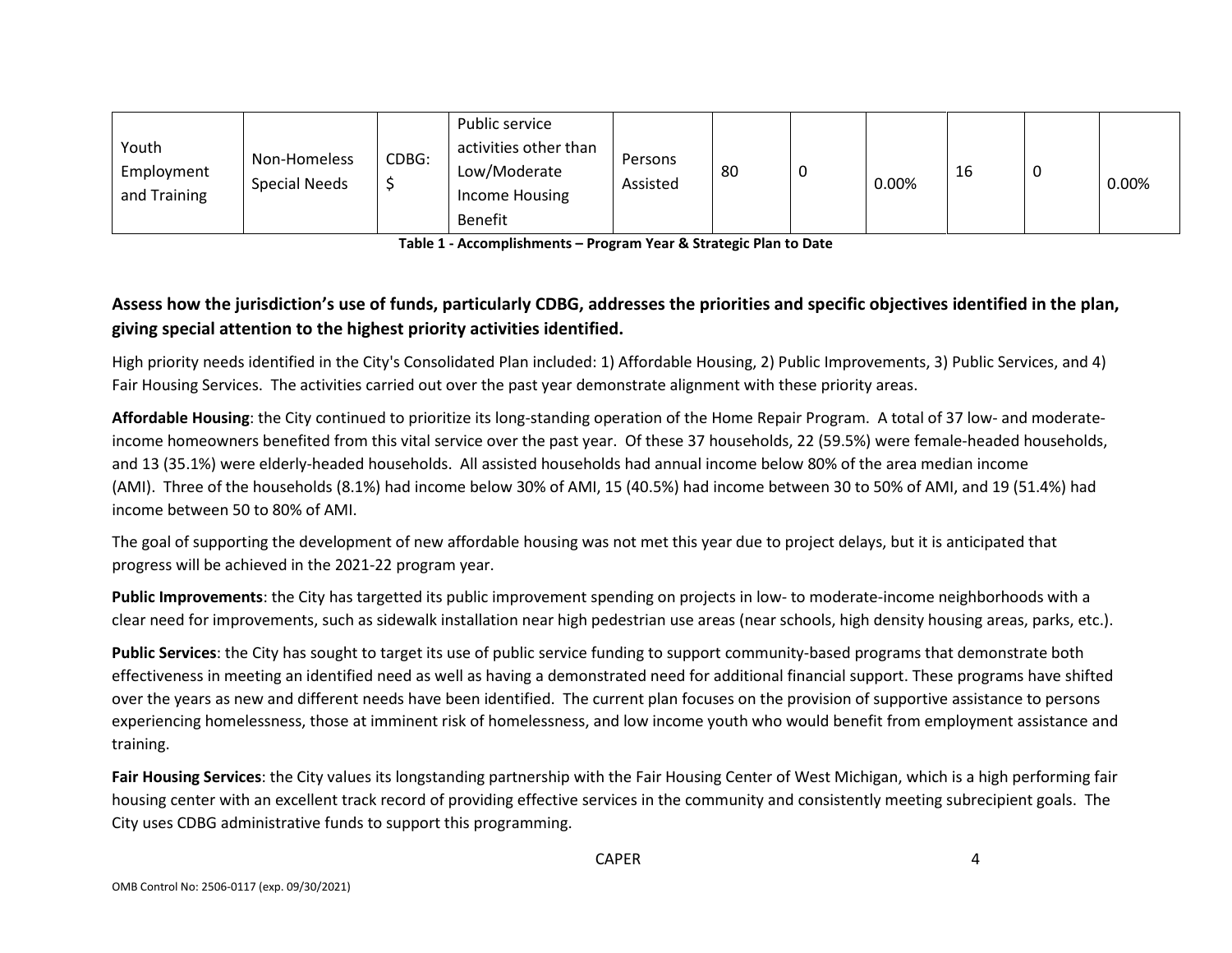| | | | | | | | | | | |
|---|---|---|---|---|---|---|---|---|---|---|
| Youth Employment and Training | Non-Homeless Special Needs | CDBG: $ | Public service activities other than Low/Moderate Income Housing Benefit | Persons Assisted | 80 | 0 | 0.00% | 16 | 0 | 0.00% |

**Table 1 - Accomplishments – Program Year & Strategic Plan to Date**

## Assess how the jurisdiction's use of funds, particularly CDBG, addresses the priorities and specific objectives identified in the plan, giving special attention to the highest priority activities identified.

High priority needs identified in the City's Consolidated Plan included: 1) Affordable Housing, 2) Public Improvements, 3) Public Services, and 4) Fair Housing Services. The activities carried out over the past year demonstrate alignment with these priority areas.

**Affordable Housing**: the City continued to prioritize its long-standing operation of the Home Repair Program. A total of 37 low- and moderate-income homeowners benefited from this vital service over the past year. Of these 37 households, 22 (59.5%) were female-headed households, and 13 (35.1%) were elderly-headed households. All assisted households had annual income below 80% of the area median income (AMI). Three of the households (8.1%) had income below 30% of AMI, 15 (40.5%) had income between 30 to 50% of AMI, and 19 (51.4%) had income between 50 to 80% of AMI.

The goal of supporting the development of new affordable housing was not met this year due to project delays, but it is anticipated that progress will be achieved in the 2021-22 program year.

**Public Improvements**: the City has targetted its public improvement spending on projects in low- to moderate-income neighborhoods with a clear need for improvements, such as sidewalk installation near high pedestrian use areas (near schools, high density housing areas, parks, etc.).

**Public Services**: the City has sought to target its use of public service funding to support community-based programs that demonstrate both effectiveness in meeting an identified need as well as having a demonstrated need for additional financial support. These programs have shifted over the years as new and different needs have been identified. The current plan focuses on the provision of supportive assistance to persons experiencing homelessness, those at imminent risk of homelessness, and low income youth who would benefit from employment assistance and training.

**Fair Housing Services**: the City values its longstanding partnership with the Fair Housing Center of West Michigan, which is a high performing fair housing center with an excellent track record of providing effective services in the community and consistently meeting subrecipient goals. The City uses CDBG administrative funds to support this programming.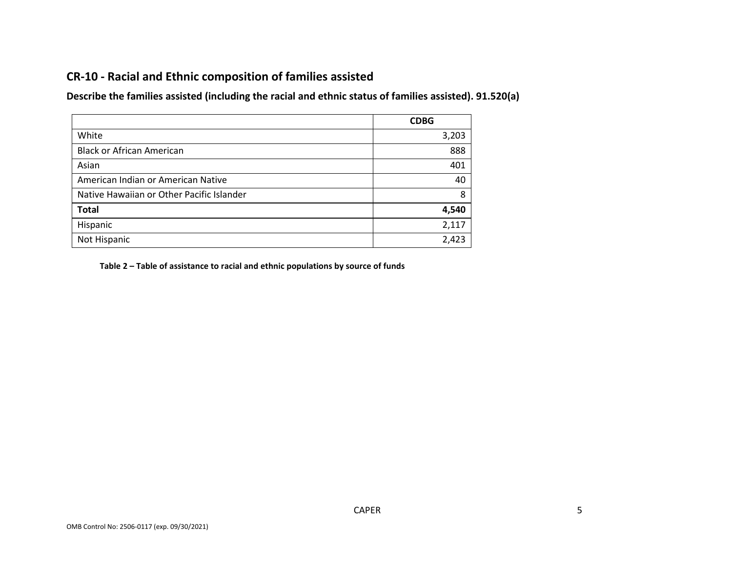## CR-10 - Racial and Ethnic composition of families assisted

**Describe the families assisted (including the racial and ethnic status of families assisted). 91.520(a)**

| | **CDBG** |
|---|---:|
| White | 3,203 |
| Black or African American | 888 |
| Asian | 401 |
| American Indian or American Native | 40 |
| Native Hawaiian or Other Pacific Islander | 8 |
| **Total** | **4,540** |
| Hispanic | 2,117 |
| Not Hispanic | 2,423 |

**Table 2 – Table of assistance to racial and ethnic populations by source of funds**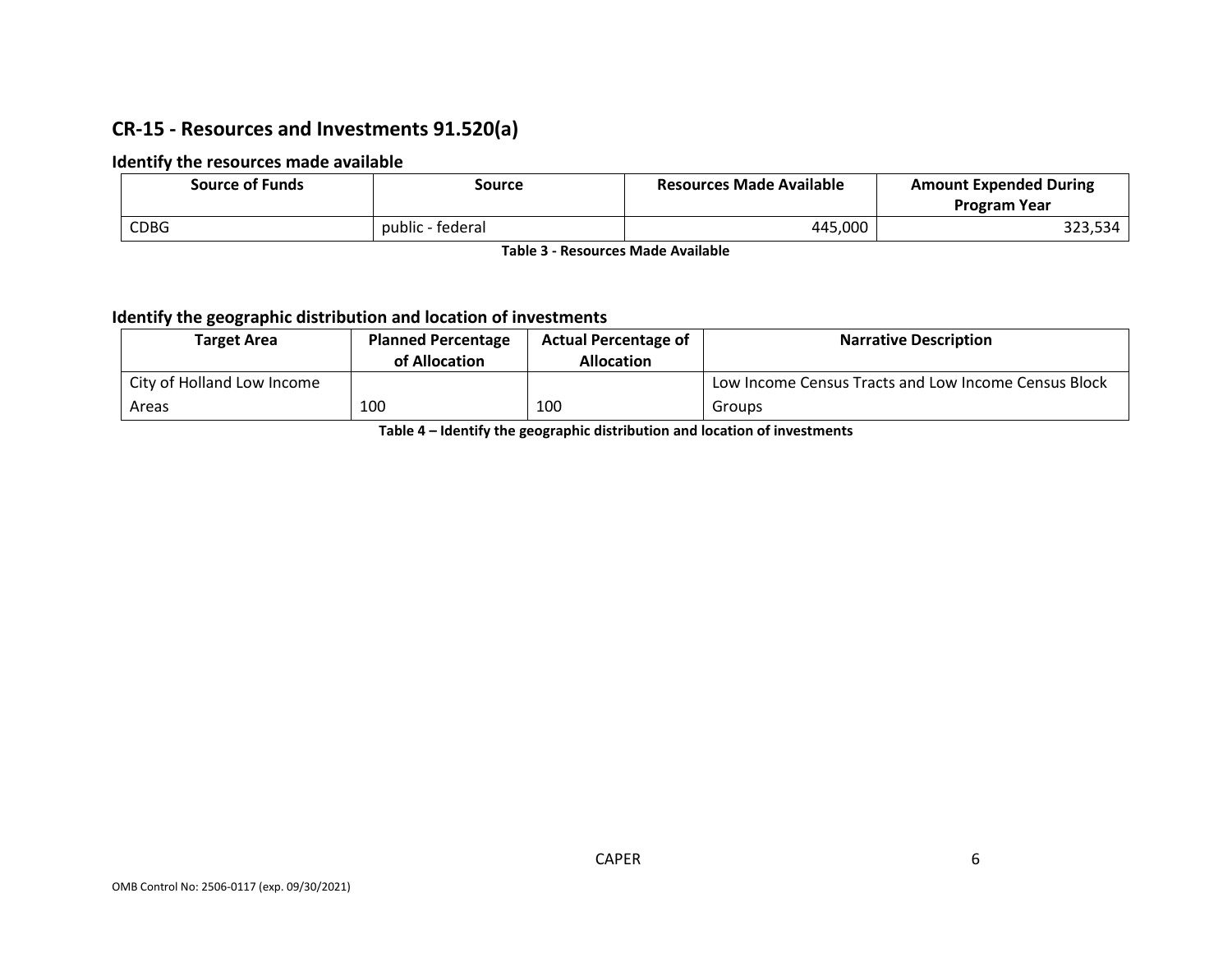## CR-15 - Resources and Investments 91.520(a)

### Identify the resources made available

| Source of Funds | Source | Resources Made Available | Amount Expended During Program Year |
|---|---|---|---|
| CDBG | public - federal | 445,000 | 323,534 |

**Table 3 - Resources Made Available**

### Identify the geographic distribution and location of investments

| Target Area | Planned Percentage of Allocation | Actual Percentage of Allocation | Narrative Description |
|---|---|---|---|
| City of Holland Low Income Areas | 100 | 100 | Low Income Census Tracts and Low Income Census Block Groups |

**Table 4 – Identify the geographic distribution and location of investments**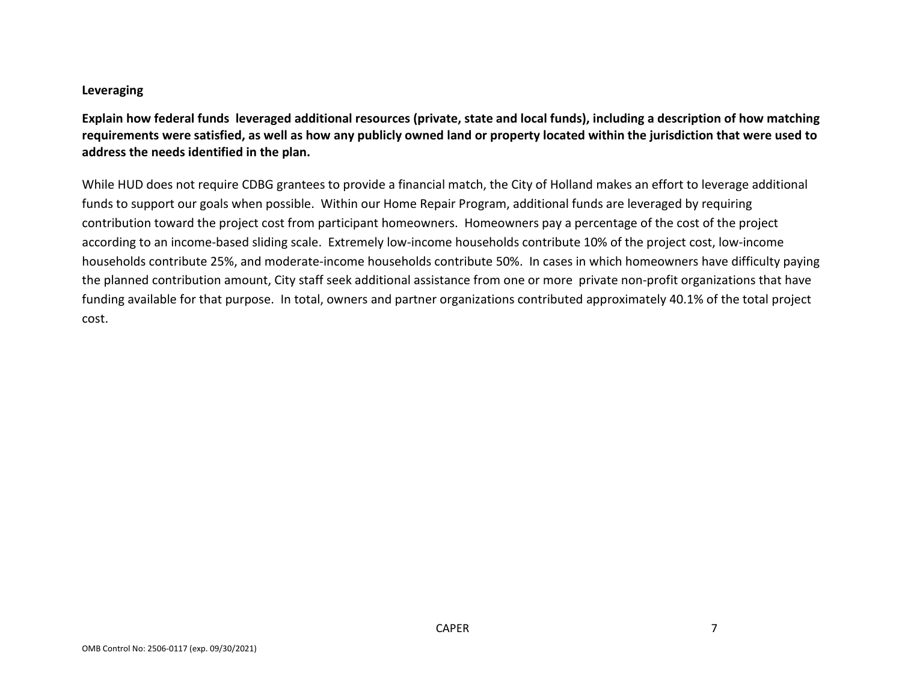**Leveraging**

**Explain how federal funds leveraged additional resources (private, state and local funds), including a description of how matching requirements were satisfied, as well as how any publicly owned land or property located within the jurisdiction that were used to address the needs identified in the plan.**

While HUD does not require CDBG grantees to provide a financial match, the City of Holland makes an effort to leverage additional funds to support our goals when possible. Within our Home Repair Program, additional funds are leveraged by requiring contribution toward the project cost from participant homeowners. Homeowners pay a percentage of the cost of the project according to an income-based sliding scale. Extremely low-income households contribute 10% of the project cost, low-income households contribute 25%, and moderate-income households contribute 50%. In cases in which homeowners have difficulty paying the planned contribution amount, City staff seek additional assistance from one or more private non-profit organizations that have funding available for that purpose. In total, owners and partner organizations contributed approximately 40.1% of the total project cost.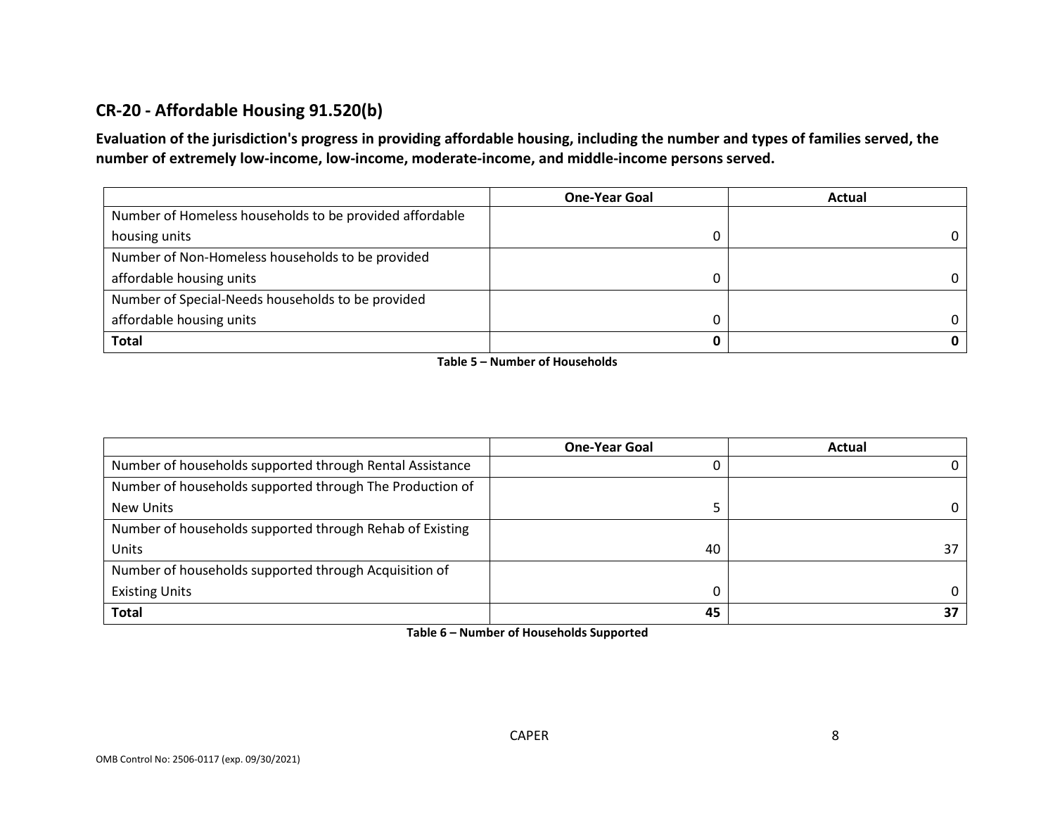## CR-20 - Affordable Housing 91.520(b)

**Evaluation of the jurisdiction's progress in providing affordable housing, including the number and types of families served, the number of extremely low-income, low-income, moderate-income, and middle-income persons served.**

| | One-Year Goal | Actual |
|---|---|---|
| Number of Homeless households to be provided affordable housing units | 0 | 0 |
| Number of Non-Homeless households to be provided affordable housing units | 0 | 0 |
| Number of Special-Needs households to be provided affordable housing units | 0 | 0 |
| **Total** | **0** | **0** |

**Table 5 – Number of Households**

| | One-Year Goal | Actual |
|---|---|---|
| Number of households supported through Rental Assistance | 0 | 0 |
| Number of households supported through The Production of New Units | 5 | 0 |
| Number of households supported through Rehab of Existing Units | 40 | 37 |
| Number of households supported through Acquisition of Existing Units | 0 | 0 |
| **Total** | **45** | **37** |

**Table 6 – Number of Households Supported**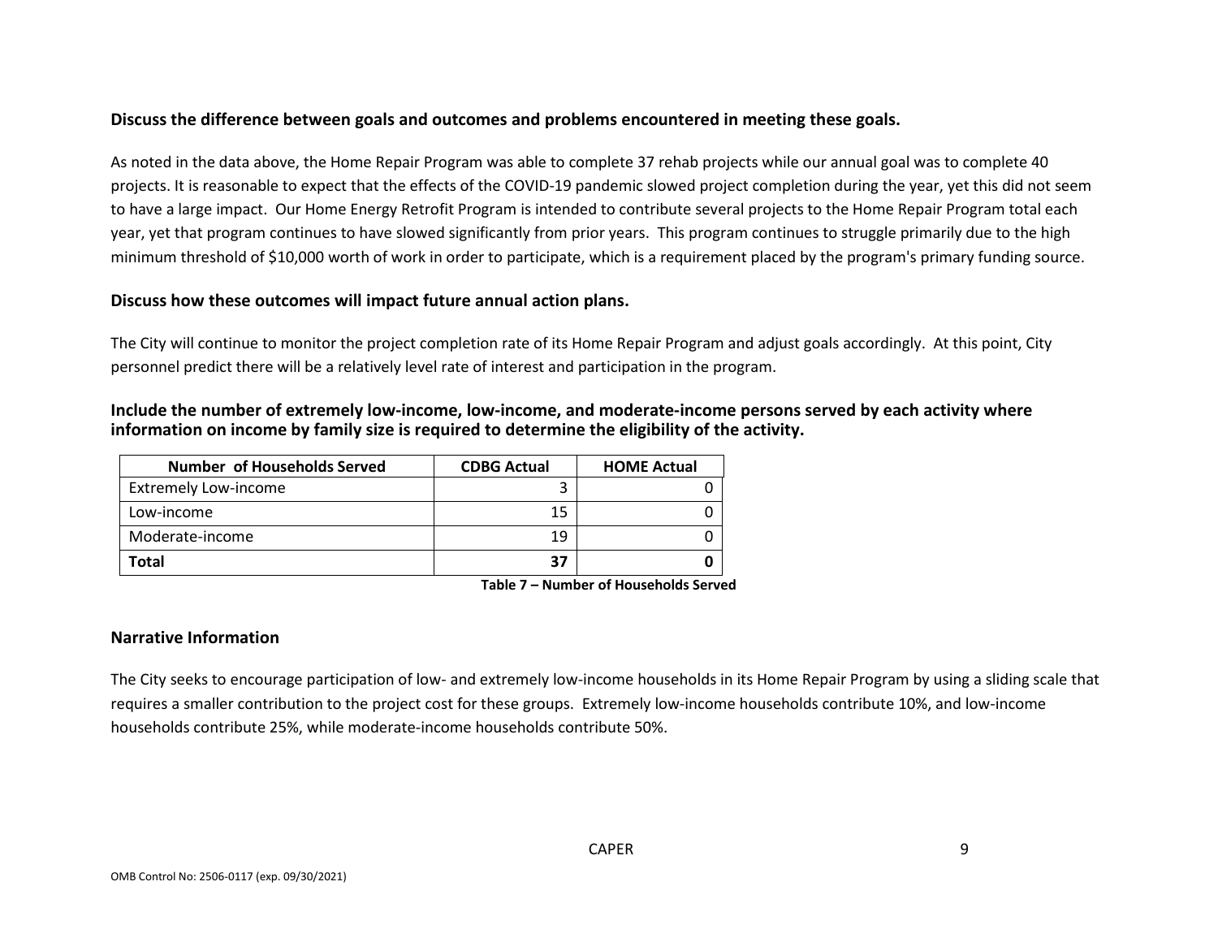**Discuss the difference between goals and outcomes and problems encountered in meeting these goals.**

As noted in the data above, the Home Repair Program was able to complete 37 rehab projects while our annual goal was to complete 40 projects. It is reasonable to expect that the effects of the COVID-19 pandemic slowed project completion during the year, yet this did not seem to have a large impact. Our Home Energy Retrofit Program is intended to contribute several projects to the Home Repair Program total each year, yet that program continues to have slowed significantly from prior years. This program continues to struggle primarily due to the high minimum threshold of $10,000 worth of work in order to participate, which is a requirement placed by the program's primary funding source.

**Discuss how these outcomes will impact future annual action plans.**

The City will continue to monitor the project completion rate of its Home Repair Program and adjust goals accordingly. At this point, City personnel predict there will be a relatively level rate of interest and participation in the program.

**Include the number of extremely low-income, low-income, and moderate-income persons served by each activity where information on income by family size is required to determine the eligibility of the activity.**

| Number of Households Served | CDBG Actual | HOME Actual |
|---|---|---|
| Extremely Low-income | 3 | 0 |
| Low-income | 15 | 0 |
| Moderate-income | 19 | 0 |
| **Total** | **37** | **0** |

**Table 7 – Number of Households Served**

**Narrative Information**

The City seeks to encourage participation of low- and extremely low-income households in its Home Repair Program by using a sliding scale that requires a smaller contribution to the project cost for these groups. Extremely low-income households contribute 10%, and low-income households contribute 25%, while moderate-income households contribute 50%.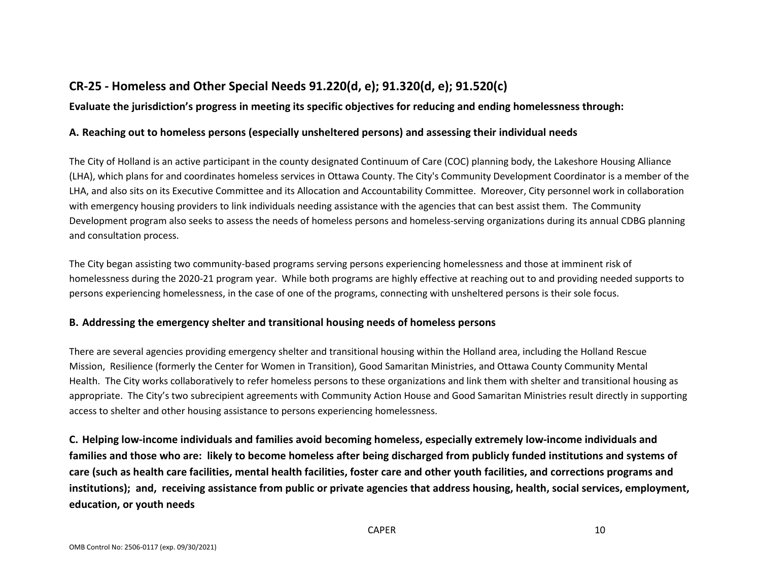## CR-25 - Homeless and Other Special Needs 91.220(d, e); 91.320(d, e); 91.520(c)

**Evaluate the jurisdiction's progress in meeting its specific objectives for reducing and ending homelessness through:**

### A. Reaching out to homeless persons (especially unsheltered persons) and assessing their individual needs

The City of Holland is an active participant in the county designated Continuum of Care (COC) planning body, the Lakeshore Housing Alliance (LHA), which plans for and coordinates homeless services in Ottawa County. The City's Community Development Coordinator is a member of the LHA, and also sits on its Executive Committee and its Allocation and Accountability Committee. Moreover, City personnel work in collaboration with emergency housing providers to link individuals needing assistance with the agencies that can best assist them. The Community Development program also seeks to assess the needs of homeless persons and homeless-serving organizations during its annual CDBG planning and consultation process.

The City began assisting two community-based programs serving persons experiencing homelessness and those at imminent risk of homelessness during the 2020-21 program year. While both programs are highly effective at reaching out to and providing needed supports to persons experiencing homelessness, in the case of one of the programs, connecting with unsheltered persons is their sole focus.

### B. Addressing the emergency shelter and transitional housing needs of homeless persons

There are several agencies providing emergency shelter and transitional housing within the Holland area, including the Holland Rescue Mission, Resilience (formerly the Center for Women in Transition), Good Samaritan Ministries, and Ottawa County Community Mental Health. The City works collaboratively to refer homeless persons to these organizations and link them with shelter and transitional housing as appropriate. The City's two subrecipient agreements with Community Action House and Good Samaritan Ministries result directly in supporting access to shelter and other housing assistance to persons experiencing homelessness.

### C. Helping low-income individuals and families avoid becoming homeless, especially extremely low-income individuals and families and those who are: likely to become homeless after being discharged from publicly funded institutions and systems of care (such as health care facilities, mental health facilities, foster care and other youth facilities, and corrections programs and institutions); and, receiving assistance from public or private agencies that address housing, health, social services, employment, education, or youth needs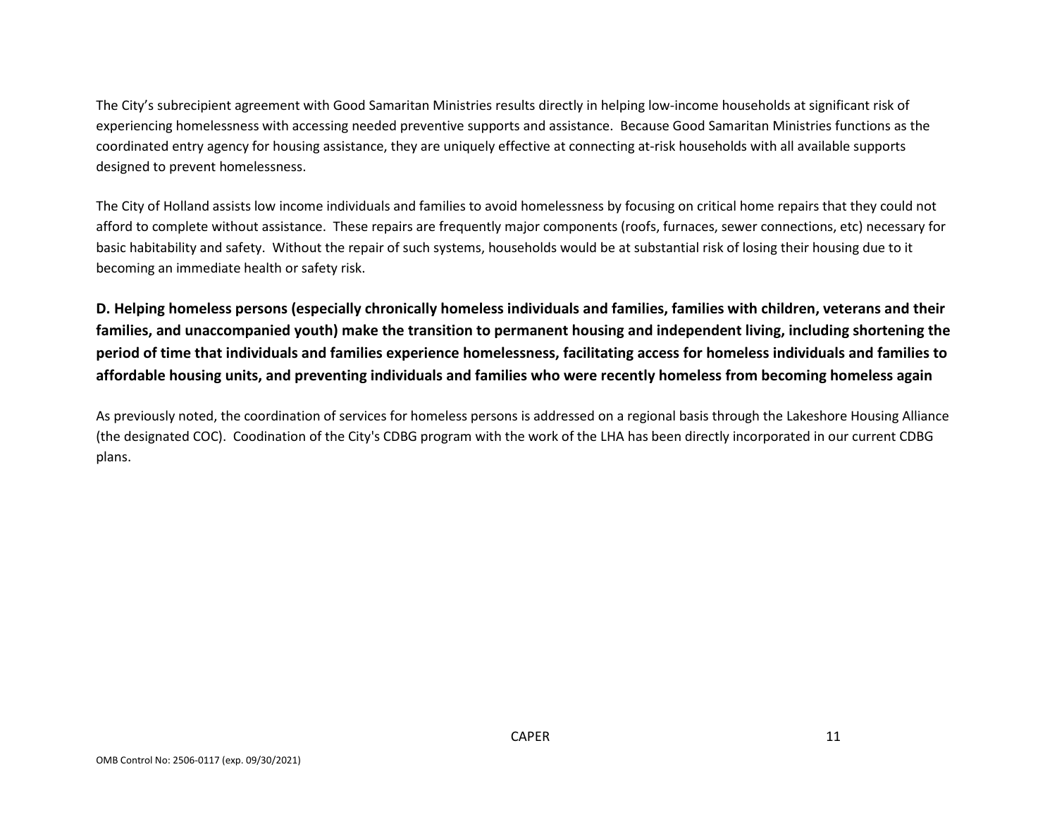The City's subrecipient agreement with Good Samaritan Ministries results directly in helping low-income households at significant risk of experiencing homelessness with accessing needed preventive supports and assistance. Because Good Samaritan Ministries functions as the coordinated entry agency for housing assistance, they are uniquely effective at connecting at-risk households with all available supports designed to prevent homelessness.

The City of Holland assists low income individuals and families to avoid homelessness by focusing on critical home repairs that they could not afford to complete without assistance. These repairs are frequently major components (roofs, furnaces, sewer connections, etc) necessary for basic habitability and safety. Without the repair of such systems, households would be at substantial risk of losing their housing due to it becoming an immediate health or safety risk.

**D. Helping homeless persons (especially chronically homeless individuals and families, families with children, veterans and their families, and unaccompanied youth) make the transition to permanent housing and independent living, including shortening the period of time that individuals and families experience homelessness, facilitating access for homeless individuals and families to affordable housing units, and preventing individuals and families who were recently homeless from becoming homeless again**

As previously noted, the coordination of services for homeless persons is addressed on a regional basis through the Lakeshore Housing Alliance (the designated COC). Coodination of the City's CDBG program with the work of the LHA has been directly incorporated in our current CDBG plans.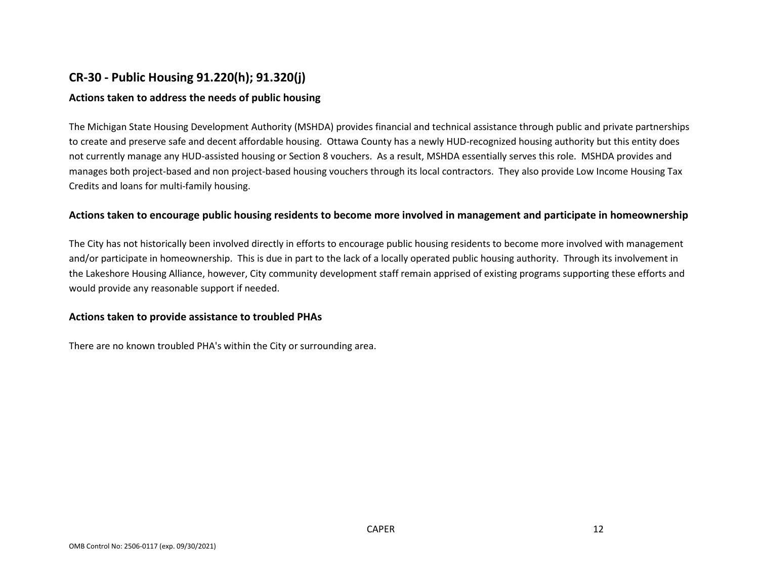## CR-30 - Public Housing 91.220(h); 91.320(j)

### Actions taken to address the needs of public housing

The Michigan State Housing Development Authority (MSHDA) provides financial and technical assistance through public and private partnerships to create and preserve safe and decent affordable housing. Ottawa County has a newly HUD-recognized housing authority but this entity does not currently manage any HUD-assisted housing or Section 8 vouchers. As a result, MSHDA essentially serves this role. MSHDA provides and manages both project-based and non project-based housing vouchers through its local contractors. They also provide Low Income Housing Tax Credits and loans for multi-family housing.

### Actions taken to encourage public housing residents to become more involved in management and participate in homeownership

The City has not historically been involved directly in efforts to encourage public housing residents to become more involved with management and/or participate in homeownership. This is due in part to the lack of a locally operated public housing authority. Through its involvement in the Lakeshore Housing Alliance, however, City community development staff remain apprised of existing programs supporting these efforts and would provide any reasonable support if needed.

### Actions taken to provide assistance to troubled PHAs

There are no known troubled PHA's within the City or surrounding area.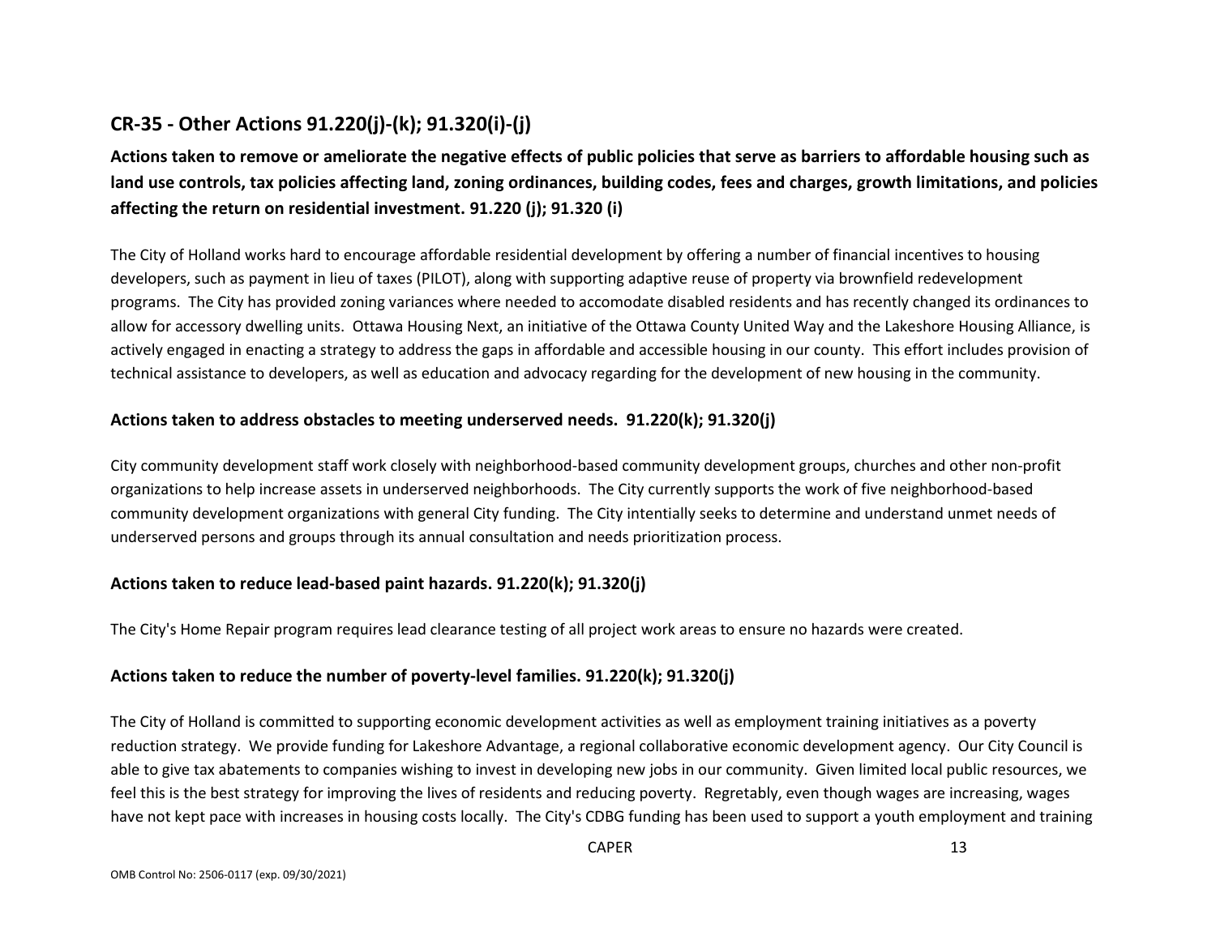## CR-35 - Other Actions 91.220(j)-(k); 91.320(i)-(j)

### Actions taken to remove or ameliorate the negative effects of public policies that serve as barriers to affordable housing such as land use controls, tax policies affecting land, zoning ordinances, building codes, fees and charges, growth limitations, and policies affecting the return on residential investment. 91.220 (j); 91.320 (i)

The City of Holland works hard to encourage affordable residential development by offering a number of financial incentives to housing developers, such as payment in lieu of taxes (PILOT), along with supporting adaptive reuse of property via brownfield redevelopment programs. The City has provided zoning variances where needed to accomodate disabled residents and has recently changed its ordinances to allow for accessory dwelling units. Ottawa Housing Next, an initiative of the Ottawa County United Way and the Lakeshore Housing Alliance, is actively engaged in enacting a strategy to address the gaps in affordable and accessible housing in our county. This effort includes provision of technical assistance to developers, as well as education and advocacy regarding for the development of new housing in the community.

### Actions taken to address obstacles to meeting underserved needs. 91.220(k); 91.320(j)

City community development staff work closely with neighborhood-based community development groups, churches and other non-profit organizations to help increase assets in underserved neighborhoods. The City currently supports the work of five neighborhood-based community development organizations with general City funding. The City intentially seeks to determine and understand unmet needs of underserved persons and groups through its annual consultation and needs prioritization process.

### Actions taken to reduce lead-based paint hazards. 91.220(k); 91.320(j)

The City's Home Repair program requires lead clearance testing of all project work areas to ensure no hazards were created.

### Actions taken to reduce the number of poverty-level families. 91.220(k); 91.320(j)

The City of Holland is committed to supporting economic development activities as well as employment training initiatives as a poverty reduction strategy. We provide funding for Lakeshore Advantage, a regional collaborative economic development agency. Our City Council is able to give tax abatements to companies wishing to invest in developing new jobs in our community. Given limited local public resources, we feel this is the best strategy for improving the lives of residents and reducing poverty. Regretably, even though wages are increasing, wages have not kept pace with increases in housing costs locally. The City's CDBG funding has been used to support a youth employment and training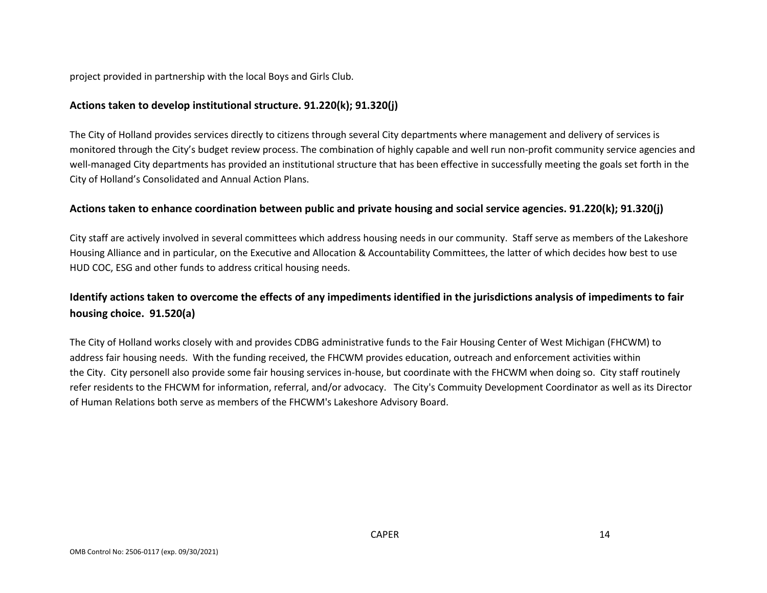project provided in partnership with the local Boys and Girls Club.

## Actions taken to develop institutional structure. 91.220(k); 91.320(j)

The City of Holland provides services directly to citizens through several City departments where management and delivery of services is monitored through the City's budget review process. The combination of highly capable and well run non-profit community service agencies and well-managed City departments has provided an institutional structure that has been effective in successfully meeting the goals set forth in the City of Holland's Consolidated and Annual Action Plans.

## Actions taken to enhance coordination between public and private housing and social service agencies. 91.220(k); 91.320(j)

City staff are actively involved in several committees which address housing needs in our community. Staff serve as members of the Lakeshore Housing Alliance and in particular, on the Executive and Allocation & Accountability Committees, the latter of which decides how best to use HUD COC, ESG and other funds to address critical housing needs.

## Identify actions taken to overcome the effects of any impediments identified in the jurisdictions analysis of impediments to fair housing choice. 91.520(a)

The City of Holland works closely with and provides CDBG administrative funds to the Fair Housing Center of West Michigan (FHCWM) to address fair housing needs. With the funding received, the FHCWM provides education, outreach and enforcement activities within the City. City personell also provide some fair housing services in-house, but coordinate with the FHCWM when doing so. City staff routinely refer residents to the FHCWM for information, referral, and/or advocacy. The City's Commuity Development Coordinator as well as its Director of Human Relations both serve as members of the FHCWM's Lakeshore Advisory Board.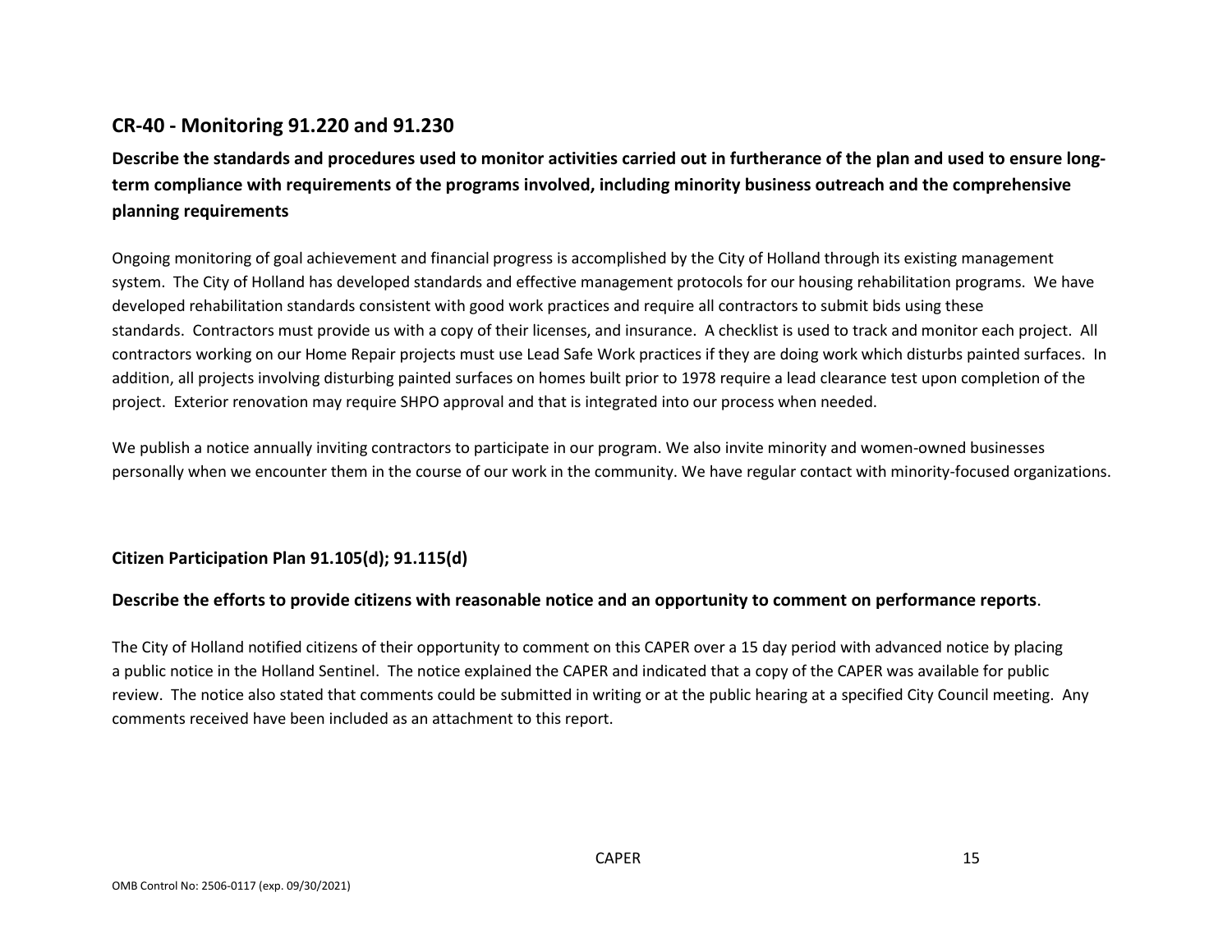## CR-40 - Monitoring 91.220 and 91.230

**Describe the standards and procedures used to monitor activities carried out in furtherance of the plan and used to ensure long-term compliance with requirements of the programs involved, including minority business outreach and the comprehensive planning requirements**

Ongoing monitoring of goal achievement and financial progress is accomplished by the City of Holland through its existing management system. The City of Holland has developed standards and effective management protocols for our housing rehabilitation programs. We have developed rehabilitation standards consistent with good work practices and require all contractors to submit bids using these standards. Contractors must provide us with a copy of their licenses, and insurance. A checklist is used to track and monitor each project. All contractors working on our Home Repair projects must use Lead Safe Work practices if they are doing work which disturbs painted surfaces. In addition, all projects involving disturbing painted surfaces on homes built prior to 1978 require a lead clearance test upon completion of the project. Exterior renovation may require SHPO approval and that is integrated into our process when needed.

We publish a notice annually inviting contractors to participate in our program. We also invite minority and women-owned businesses personally when we encounter them in the course of our work in the community. We have regular contact with minority-focused organizations.

**Citizen Participation Plan 91.105(d); 91.115(d)**

**Describe the efforts to provide citizens with reasonable notice and an opportunity to comment on performance reports**.

The City of Holland notified citizens of their opportunity to comment on this CAPER over a 15 day period with advanced notice by placing a public notice in the Holland Sentinel. The notice explained the CAPER and indicated that a copy of the CAPER was available for public review. The notice also stated that comments could be submitted in writing or at the public hearing at a specified City Council meeting. Any comments received have been included as an attachment to this report.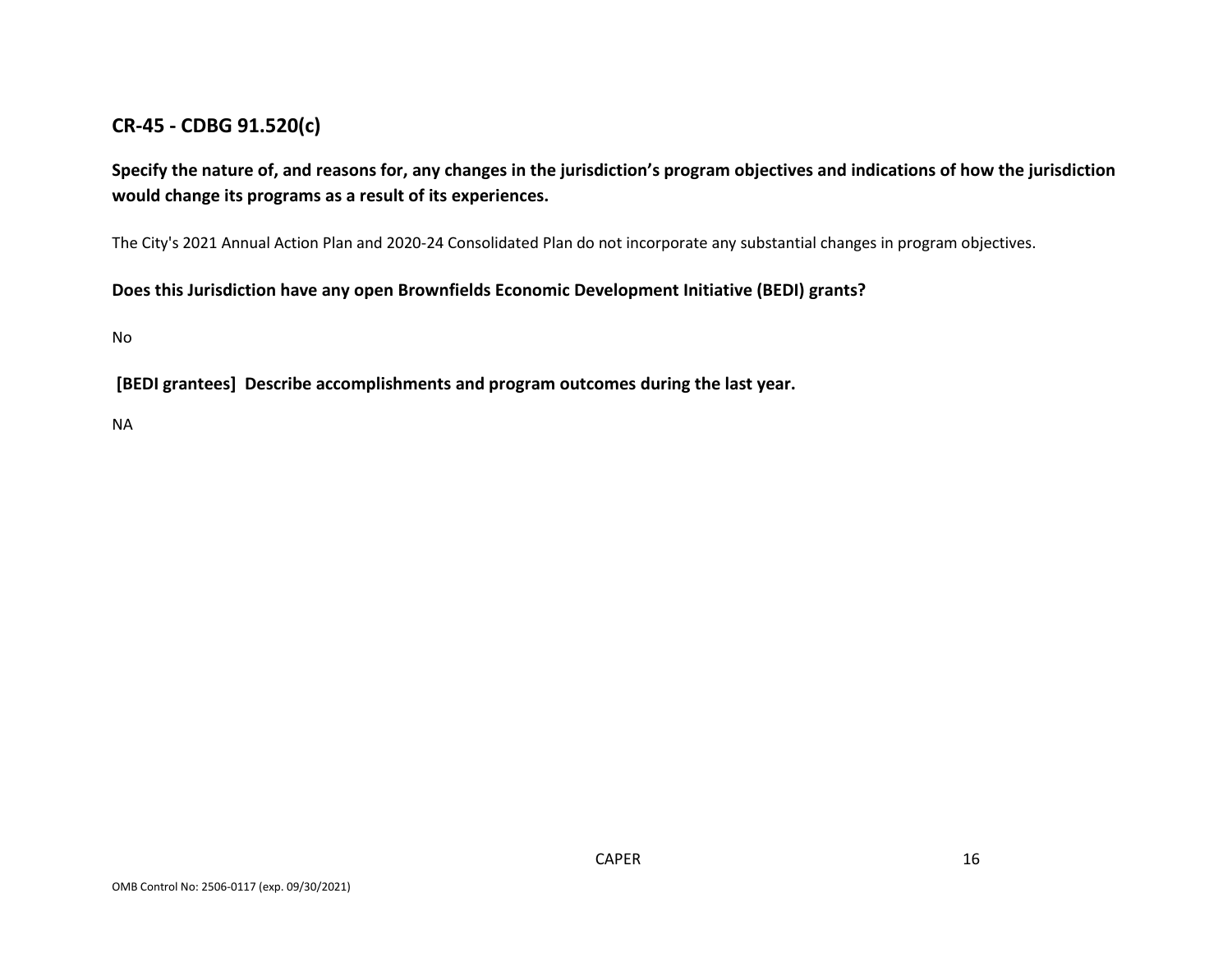## CR-45 - CDBG 91.520(c)

**Specify the nature of, and reasons for, any changes in the jurisdiction's program objectives and indications of how the jurisdiction would change its programs as a result of its experiences.**

The City's 2021 Annual Action Plan and 2020-24 Consolidated Plan do not incorporate any substantial changes in program objectives.

**Does this Jurisdiction have any open Brownfields Economic Development Initiative (BEDI) grants?**

No

**[BEDI grantees] Describe accomplishments and program outcomes during the last year.**

NA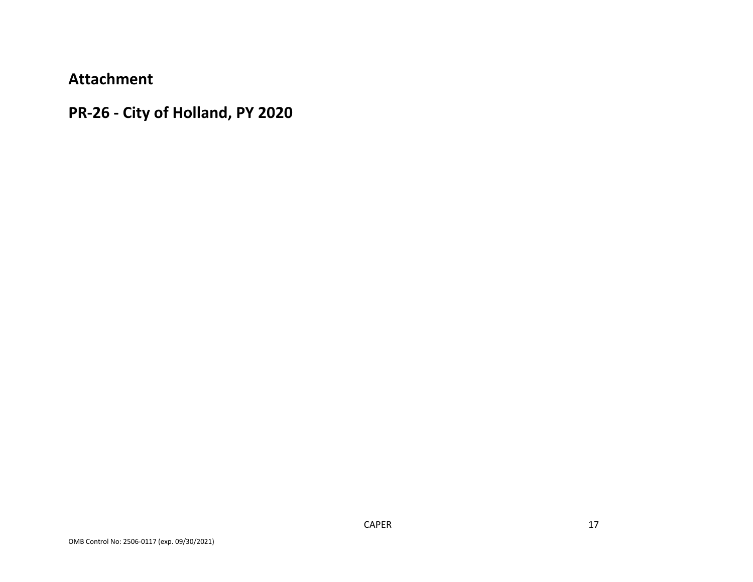## Attachment

## PR-26 - City of Holland, PY 2020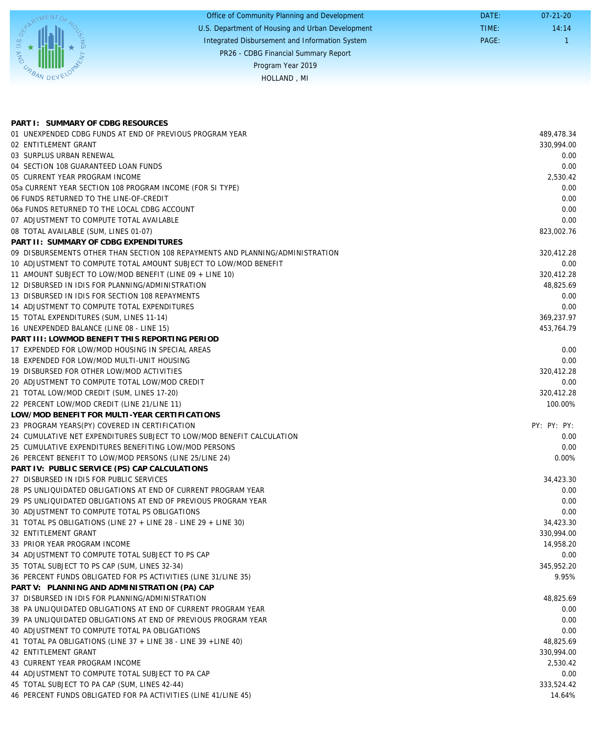Office of Community Planning and Development
U.S. Department of Housing and Urban Development
Integrated Disbursement and Information System
PR26 - CDBG Financial Summary Report
Program Year 2019
HOLLAND , MI

DATE: 07-21-20
TIME: 14:14
PAGE: 1

| **PART I: SUMMARY OF CDBG RESOURCES** | |
|---|---:|
| 01 UNEXPENDED CDBG FUNDS AT END OF PREVIOUS PROGRAM YEAR | 489,478.34 |
| 02 ENTITLEMENT GRANT | 330,994.00 |
| 03 SURPLUS URBAN RENEWAL | 0.00 |
| 04 SECTION 108 GUARANTEED LOAN FUNDS | 0.00 |
| 05 CURRENT YEAR PROGRAM INCOME | 2,530.42 |
| 05a CURRENT YEAR SECTION 108 PROGRAM INCOME (FOR SI TYPE) | 0.00 |
| 06 FUNDS RETURNED TO THE LINE-OF-CREDIT | 0.00 |
| 06a FUNDS RETURNED TO THE LOCAL CDBG ACCOUNT | 0.00 |
| 07 ADJUSTMENT TO COMPUTE TOTAL AVAILABLE | 0.00 |
| 08 TOTAL AVAILABLE (SUM, LINES 01-07) | 823,002.76 |
| **PART II: SUMMARY OF CDBG EXPENDITURES** | |
| 09 DISBURSEMENTS OTHER THAN SECTION 108 REPAYMENTS AND PLANNING/ADMINISTRATION | 320,412.28 |
| 10 ADJUSTMENT TO COMPUTE TOTAL AMOUNT SUBJECT TO LOW/MOD BENEFIT | 0.00 |
| 11 AMOUNT SUBJECT TO LOW/MOD BENEFIT (LINE 09 + LINE 10) | 320,412.28 |
| 12 DISBURSED IN IDIS FOR PLANNING/ADMINISTRATION | 48,825.69 |
| 13 DISBURSED IN IDIS FOR SECTION 108 REPAYMENTS | 0.00 |
| 14 ADJUSTMENT TO COMPUTE TOTAL EXPENDITURES | 0.00 |
| 15 TOTAL EXPENDITURES (SUM, LINES 11-14) | 369,237.97 |
| 16 UNEXPENDED BALANCE (LINE 08 - LINE 15) | 453,764.79 |
| **PART III: LOWMOD BENEFIT THIS REPORTING PERIOD** | |
| 17 EXPENDED FOR LOW/MOD HOUSING IN SPECIAL AREAS | 0.00 |
| 18 EXPENDED FOR LOW/MOD MULTI-UNIT HOUSING | 0.00 |
| 19 DISBURSED FOR OTHER LOW/MOD ACTIVITIES | 320,412.28 |
| 20 ADJUSTMENT TO COMPUTE TOTAL LOW/MOD CREDIT | 0.00 |
| 21 TOTAL LOW/MOD CREDIT (SUM, LINES 17-20) | 320,412.28 |
| 22 PERCENT LOW/MOD CREDIT (LINE 21/LINE 11) | 100.00% |
| **LOW/MOD BENEFIT FOR MULTI-YEAR CERTIFICATIONS** | |
| 23 PROGRAM YEARS(PY) COVERED IN CERTIFICATION | PY: PY: PY: |
| 24 CUMULATIVE NET EXPENDITURES SUBJECT TO LOW/MOD BENEFIT CALCULATION | 0.00 |
| 25 CUMULATIVE EXPENDITURES BENEFITING LOW/MOD PERSONS | 0.00 |
| 26 PERCENT BENEFIT TO LOW/MOD PERSONS (LINE 25/LINE 24) | 0.00% |
| **PART IV: PUBLIC SERVICE (PS) CAP CALCULATIONS** | |
| 27 DISBURSED IN IDIS FOR PUBLIC SERVICES | 34,423.30 |
| 28 PS UNLIQUIDATED OBLIGATIONS AT END OF CURRENT PROGRAM YEAR | 0.00 |
| 29 PS UNLIQUIDATED OBLIGATIONS AT END OF PREVIOUS PROGRAM YEAR | 0.00 |
| 30 ADJUSTMENT TO COMPUTE TOTAL PS OBLIGATIONS | 0.00 |
| 31 TOTAL PS OBLIGATIONS (LINE 27 + LINE 28 - LINE 29 + LINE 30) | 34,423.30 |
| 32 ENTITLEMENT GRANT | 330,994.00 |
| 33 PRIOR YEAR PROGRAM INCOME | 14,958.20 |
| 34 ADJUSTMENT TO COMPUTE TOTAL SUBJECT TO PS CAP | 0.00 |
| 35 TOTAL SUBJECT TO PS CAP (SUM, LINES 32-34) | 345,952.20 |
| 36 PERCENT FUNDS OBLIGATED FOR PS ACTIVITIES (LINE 31/LINE 35) | 9.95% |
| **PART V: PLANNING AND ADMINISTRATION (PA) CAP** | |
| 37 DISBURSED IN IDIS FOR PLANNING/ADMINISTRATION | 48,825.69 |
| 38 PA UNLIQUIDATED OBLIGATIONS AT END OF CURRENT PROGRAM YEAR | 0.00 |
| 39 PA UNLIQUIDATED OBLIGATIONS AT END OF PREVIOUS PROGRAM YEAR | 0.00 |
| 40 ADJUSTMENT TO COMPUTE TOTAL PA OBLIGATIONS | 0.00 |
| 41 TOTAL PA OBLIGATIONS (LINE 37 + LINE 38 - LINE 39 +LINE 40) | 48,825.69 |
| 42 ENTITLEMENT GRANT | 330,994.00 |
| 43 CURRENT YEAR PROGRAM INCOME | 2,530.42 |
| 44 ADJUSTMENT TO COMPUTE TOTAL SUBJECT TO PA CAP | 0.00 |
| 45 TOTAL SUBJECT TO PA CAP (SUM, LINES 42-44) | 333,524.42 |
| 46 PERCENT FUNDS OBLIGATED FOR PA ACTIVITIES (LINE 41/LINE 45) | 14.64% |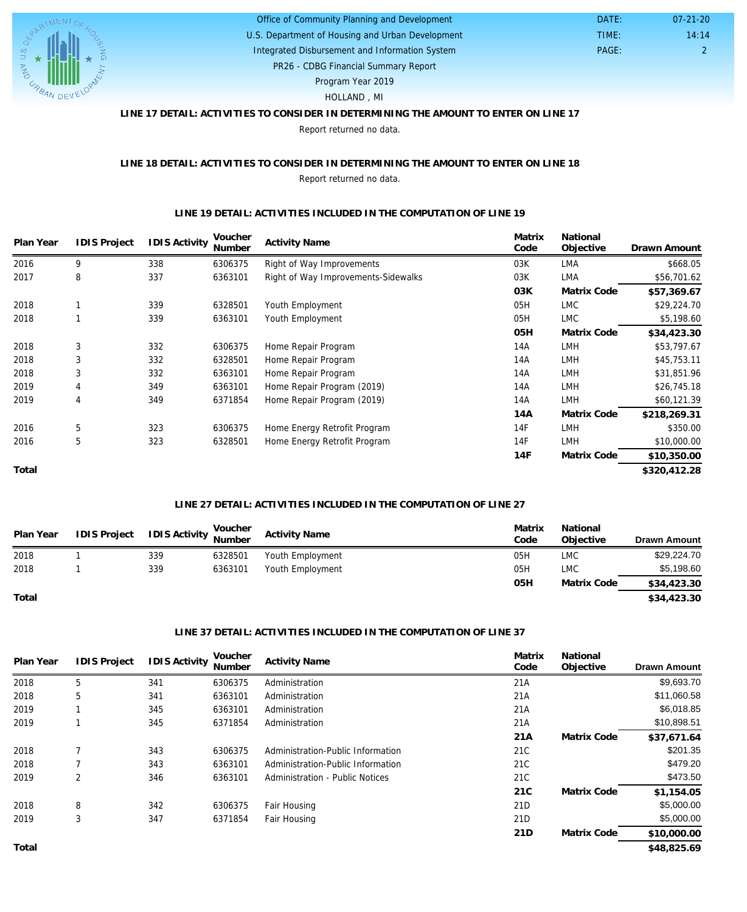Office of Community Planning and Development
U.S. Department of Housing and Urban Development
Integrated Disbursement and Information System
PR26 - CDBG Financial Summary Report
Program Year 2019
HOLLAND , MI

DATE: 07-21-20
TIME: 14:14
PAGE: 2

### LINE 17 DETAIL: ACTIVITIES TO CONSIDER IN DETERMINING THE AMOUNT TO ENTER ON LINE 17

Report returned no data.

### LINE 18 DETAIL: ACTIVITIES TO CONSIDER IN DETERMINING THE AMOUNT TO ENTER ON LINE 18

Report returned no data.

### LINE 19 DETAIL: ACTIVITIES INCLUDED IN THE COMPUTATION OF LINE 19

| Plan Year | IDIS Project | IDIS Activity | Voucher Number | Activity Name | Matrix Code | National Objective | Drawn Amount |
|---|---|---|---|---|---|---|---|
| 2016 | 9 | 338 | 6306375 | Right of Way Improvements | 03K | LMA | $668.05 |
| 2017 | 8 | 337 | 6363101 | Right of Way Improvements-Sidewalks | 03K | LMA | $56,701.62 |
| | | | | | **03K** | **Matrix Code** | **$57,369.67** |
| 2018 | 1 | 339 | 6328501 | Youth Employment | 05H | LMC | $29,224.70 |
| 2018 | 1 | 339 | 6363101 | Youth Employment | 05H | LMC | $5,198.60 |
| | | | | | **05H** | **Matrix Code** | **$34,423.30** |
| 2018 | 3 | 332 | 6306375 | Home Repair Program | 14A | LMH | $53,797.67 |
| 2018 | 3 | 332 | 6328501 | Home Repair Program | 14A | LMH | $45,753.11 |
| 2018 | 3 | 332 | 6363101 | Home Repair Program | 14A | LMH | $31,851.96 |
| 2019 | 4 | 349 | 6363101 | Home Repair Program (2019) | 14A | LMH | $26,745.18 |
| 2019 | 4 | 349 | 6371854 | Home Repair Program (2019) | 14A | LMH | $60,121.39 |
| | | | | | **14A** | **Matrix Code** | **$218,269.31** |
| 2016 | 5 | 323 | 6306375 | Home Energy Retrofit Program | 14F | LMH | $350.00 |
| 2016 | 5 | 323 | 6328501 | Home Energy Retrofit Program | 14F | LMH | $10,000.00 |
| | | | | | **14F** | **Matrix Code** | **$10,350.00** |
| **Total** | | | | | | | **$320,412.28** |

### LINE 27 DETAIL: ACTIVITIES INCLUDED IN THE COMPUTATION OF LINE 27

| Plan Year | IDIS Project | IDIS Activity | Voucher Number | Activity Name | Matrix Code | National Objective | Drawn Amount |
|---|---|---|---|---|---|---|---|
| 2018 | 1 | 339 | 6328501 | Youth Employment | 05H | LMC | $29,224.70 |
| 2018 | 1 | 339 | 6363101 | Youth Employment | 05H | LMC | $5,198.60 |
| | | | | | **05H** | **Matrix Code** | **$34,423.30** |
| **Total** | | | | | | | **$34,423.30** |

### LINE 37 DETAIL: ACTIVITIES INCLUDED IN THE COMPUTATION OF LINE 37

| Plan Year | IDIS Project | IDIS Activity | Voucher Number | Activity Name | Matrix Code | National Objective | Drawn Amount |
|---|---|---|---|---|---|---|---|
| 2018 | 5 | 341 | 6306375 | Administration | 21A | | $9,693.70 |
| 2018 | 5 | 341 | 6363101 | Administration | 21A | | $11,060.58 |
| 2019 | 1 | 345 | 6363101 | Administration | 21A | | $6,018.85 |
| 2019 | 1 | 345 | 6371854 | Administration | 21A | | $10,898.51 |
| | | | | | **21A** | **Matrix Code** | **$37,671.64** |
| 2018 | 7 | 343 | 6306375 | Administration-Public Information | 21C | | $201.35 |
| 2018 | 7 | 343 | 6363101 | Administration-Public Information | 21C | | $479.20 |
| 2019 | 2 | 346 | 6363101 | Administration - Public Notices | 21C | | $473.50 |
| | | | | | **21C** | **Matrix Code** | **$1,154.05** |
| 2018 | 8 | 342 | 6306375 | Fair Housing | 21D | | $5,000.00 |
| 2019 | 3 | 347 | 6371854 | Fair Housing | 21D | | $5,000.00 |
| | | | | | **21D** | **Matrix Code** | **$10,000.00** |
| **Total** | | | | | | | **$48,825.69** |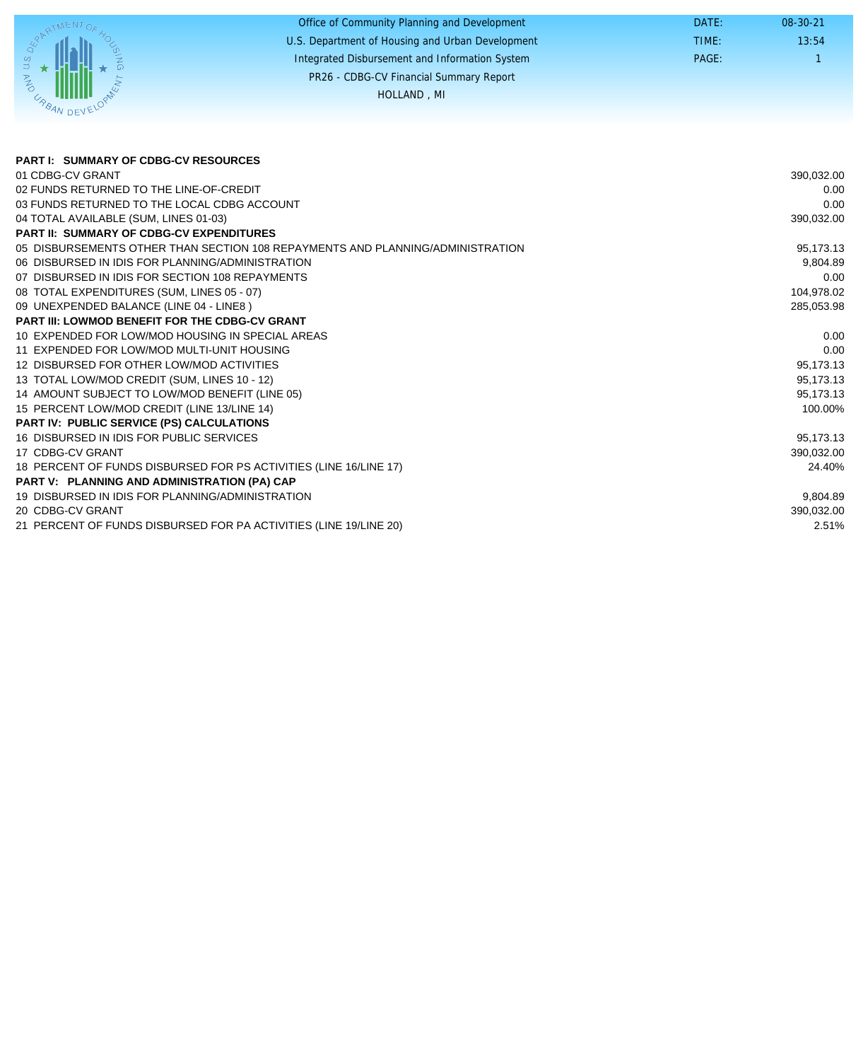Office of Community Planning and Development
U.S. Department of Housing and Urban Development
Integrated Disbursement and Information System
PR26 - CDBG-CV Financial Summary Report
HOLLAND , MI

DATE: 08-30-21
TIME: 13:54
PAGE: 1

| | |
|---|---|
| **PART I: SUMMARY OF CDBG-CV RESOURCES** | |
| 01 CDBG-CV GRANT | 390,032.00 |
| 02 FUNDS RETURNED TO THE LINE-OF-CREDIT | 0.00 |
| 03 FUNDS RETURNED TO THE LOCAL CDBG ACCOUNT | 0.00 |
| 04 TOTAL AVAILABLE (SUM, LINES 01-03) | 390,032.00 |
| **PART II: SUMMARY OF CDBG-CV EXPENDITURES** | |
| 05 DISBURSEMENTS OTHER THAN SECTION 108 REPAYMENTS AND PLANNING/ADMINISTRATION | 95,173.13 |
| 06 DISBURSED IN IDIS FOR PLANNING/ADMINISTRATION | 9,804.89 |
| 07 DISBURSED IN IDIS FOR SECTION 108 REPAYMENTS | 0.00 |
| 08 TOTAL EXPENDITURES (SUM, LINES 05 - 07) | 104,978.02 |
| 09 UNEXPENDED BALANCE (LINE 04 - LINE8 ) | 285,053.98 |
| **PART III: LOWMOD BENEFIT FOR THE CDBG-CV GRANT** | |
| 10 EXPENDED FOR LOW/MOD HOUSING IN SPECIAL AREAS | 0.00 |
| 11 EXPENDED FOR LOW/MOD MULTI-UNIT HOUSING | 0.00 |
| 12 DISBURSED FOR OTHER LOW/MOD ACTIVITIES | 95,173.13 |
| 13 TOTAL LOW/MOD CREDIT (SUM, LINES 10 - 12) | 95,173.13 |
| 14 AMOUNT SUBJECT TO LOW/MOD BENEFIT (LINE 05) | 95,173.13 |
| 15 PERCENT LOW/MOD CREDIT (LINE 13/LINE 14) | 100.00% |
| **PART IV: PUBLIC SERVICE (PS) CALCULATIONS** | |
| 16 DISBURSED IN IDIS FOR PUBLIC SERVICES | 95,173.13 |
| 17 CDBG-CV GRANT | 390,032.00 |
| 18 PERCENT OF FUNDS DISBURSED FOR PS ACTIVITIES (LINE 16/LINE 17) | 24.40% |
| **PART V: PLANNING AND ADMINISTRATION (PA) CAP** | |
| 19 DISBURSED IN IDIS FOR PLANNING/ADMINISTRATION | 9,804.89 |
| 20 CDBG-CV GRANT | 390,032.00 |
| 21 PERCENT OF FUNDS DISBURSED FOR PA ACTIVITIES (LINE 19/LINE 20) | 2.51% |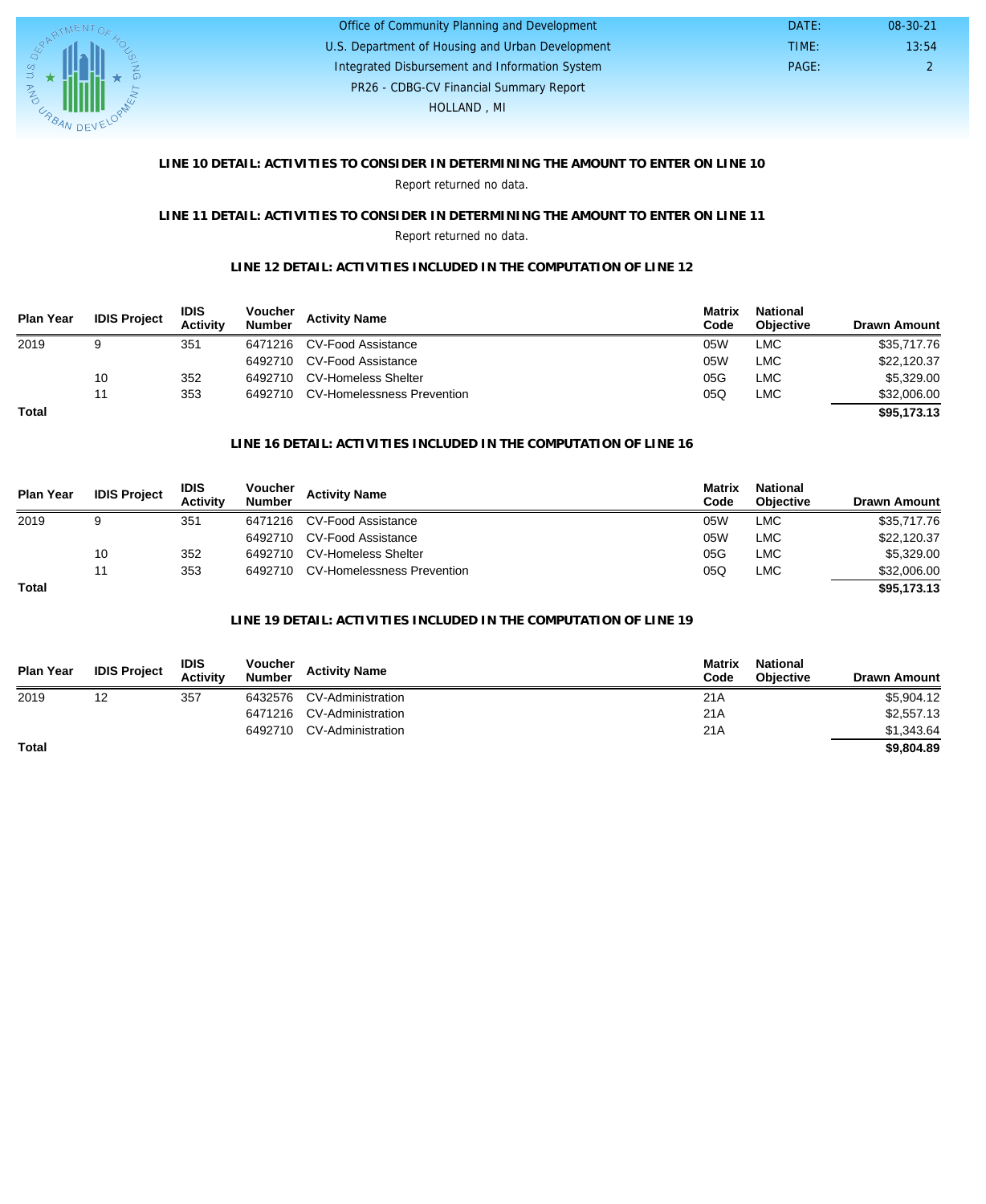Office of Community Planning and Development
U.S. Department of Housing and Urban Development
Integrated Disbursement and Information System
PR26 - CDBG-CV Financial Summary Report
HOLLAND , MI

DATE: 08-30-21
TIME: 13:54
PAGE: 2

**LINE 10 DETAIL: ACTIVITIES TO CONSIDER IN DETERMINING THE AMOUNT TO ENTER ON LINE 10**

Report returned no data.

**LINE 11 DETAIL: ACTIVITIES TO CONSIDER IN DETERMINING THE AMOUNT TO ENTER ON LINE 11**

Report returned no data.

**LINE 12 DETAIL: ACTIVITIES INCLUDED IN THE COMPUTATION OF LINE 12**

| Plan Year | IDIS Project | IDIS Activity | Voucher Number | Activity Name | Matrix Code | National Objective | Drawn Amount |
|---|---|---|---|---|---|---|---|
| 2019 | 9 | 351 | 6471216 | CV-Food Assistance | 05W | LMC | $35,717.76 |
| | | | 6492710 | CV-Food Assistance | 05W | LMC | $22,120.37 |
| | 10 | 352 | 6492710 | CV-Homeless Shelter | 05G | LMC | $5,329.00 |
| | 11 | 353 | 6492710 | CV-Homelessness Prevention | 05Q | LMC | $32,006.00 |
| **Total** | | | | | | | **$95,173.13** |

**LINE 16 DETAIL: ACTIVITIES INCLUDED IN THE COMPUTATION OF LINE 16**

| Plan Year | IDIS Project | IDIS Activity | Voucher Number | Activity Name | Matrix Code | National Objective | Drawn Amount |
|---|---|---|---|---|---|---|---|
| 2019 | 9 | 351 | 6471216 | CV-Food Assistance | 05W | LMC | $35,717.76 |
| | | | 6492710 | CV-Food Assistance | 05W | LMC | $22,120.37 |
| | 10 | 352 | 6492710 | CV-Homeless Shelter | 05G | LMC | $5,329.00 |
| | 11 | 353 | 6492710 | CV-Homelessness Prevention | 05Q | LMC | $32,006.00 |
| **Total** | | | | | | | **$95,173.13** |

**LINE 19 DETAIL: ACTIVITIES INCLUDED IN THE COMPUTATION OF LINE 19**

| Plan Year | IDIS Project | IDIS Activity | Voucher Number | Activity Name | Matrix Code | National Objective | Drawn Amount |
|---|---|---|---|---|---|---|---|
| 2019 | 12 | 357 | 6432576 | CV-Administration | 21A | | $5,904.12 |
| | | | 6471216 | CV-Administration | 21A | | $2,557.13 |
| | | | 6492710 | CV-Administration | 21A | | $1,343.64 |
| **Total** | | | | | | | **$9,804.89** |